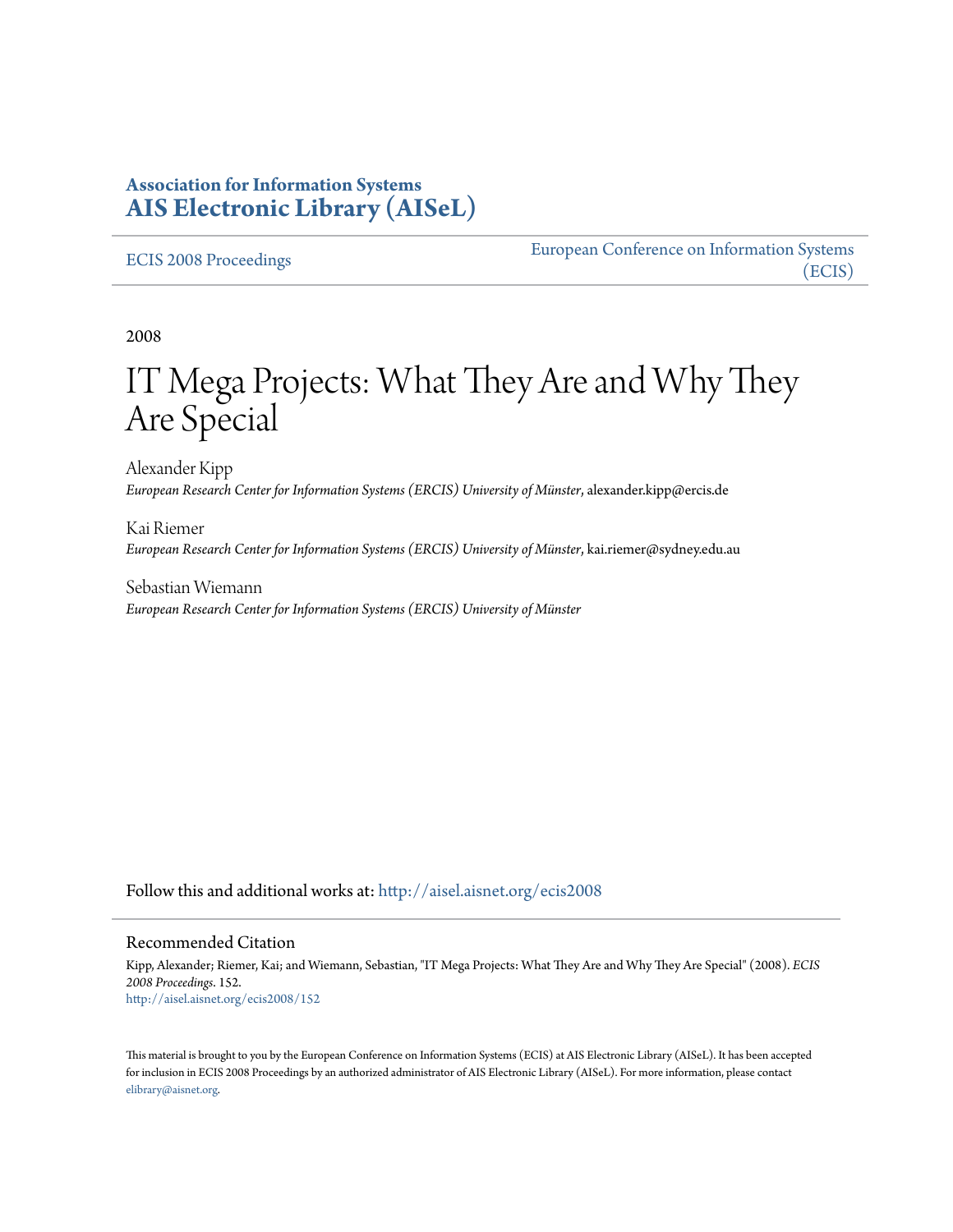**Association for Information Systems**
**AIS Electronic Library (AISeL)**

ECIS 2008 Proceedings

European Conference on Information Systems (ECIS)

2008

# IT Mega Projects: What They Are and Why They Are Special

Alexander Kipp
*European Research Center for Information Systems (ERCIS) University of Münster*, alexander.kipp@ercis.de

Kai Riemer
*European Research Center for Information Systems (ERCIS) University of Münster*, kai.riemer@sydney.edu.au

Sebastian Wiemann
*European Research Center for Information Systems (ERCIS) University of Münster*

Follow this and additional works at: http://aisel.aisnet.org/ecis2008

## Recommended Citation

Kipp, Alexander; Riemer, Kai; and Wiemann, Sebastian, "IT Mega Projects: What They Are and Why They Are Special" (2008). *ECIS 2008 Proceedings*. 152.
http://aisel.aisnet.org/ecis2008/152

This material is brought to you by the European Conference on Information Systems (ECIS) at AIS Electronic Library (AISeL). It has been accepted for inclusion in ECIS 2008 Proceedings by an authorized administrator of AIS Electronic Library (AISeL). For more information, please contact elibrary@aisnet.org.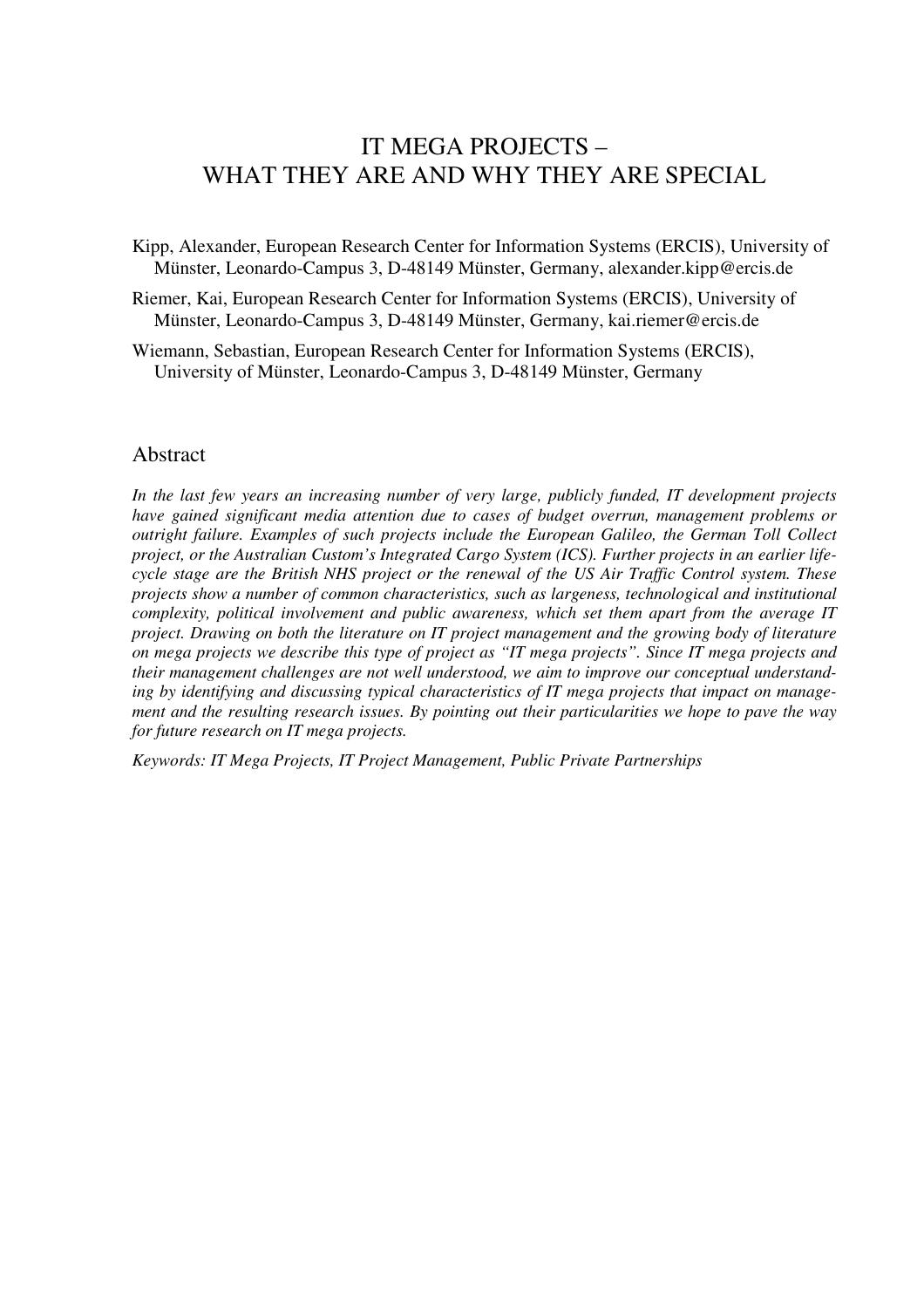# IT MEGA PROJECTS – WHAT THEY ARE AND WHY THEY ARE SPECIAL

Kipp, Alexander, European Research Center for Information Systems (ERCIS), University of Münster, Leonardo-Campus 3, D-48149 Münster, Germany, alexander.kipp@ercis.de

Riemer, Kai, European Research Center for Information Systems (ERCIS), University of Münster, Leonardo-Campus 3, D-48149 Münster, Germany, kai.riemer@ercis.de

Wiemann, Sebastian, European Research Center for Information Systems (ERCIS), University of Münster, Leonardo-Campus 3, D-48149 Münster, Germany

## Abstract

*In the last few years an increasing number of very large, publicly funded, IT development projects have gained significant media attention due to cases of budget overrun, management problems or outright failure. Examples of such projects include the European Galileo, the German Toll Collect project, or the Australian Custom's Integrated Cargo System (ICS). Further projects in an earlier life-cycle stage are the British NHS project or the renewal of the US Air Traffic Control system. These projects show a number of common characteristics, such as largeness, technological and institutional complexity, political involvement and public awareness, which set them apart from the average IT project. Drawing on both the literature on IT project management and the growing body of literature on mega projects we describe this type of project as "IT mega projects". Since IT mega projects and their management challenges are not well understood, we aim to improve our conceptual understanding by identifying and discussing typical characteristics of IT mega projects that impact on management and the resulting research issues. By pointing out their particularities we hope to pave the way for future research on IT mega projects.*

*Keywords: IT Mega Projects, IT Project Management, Public Private Partnerships*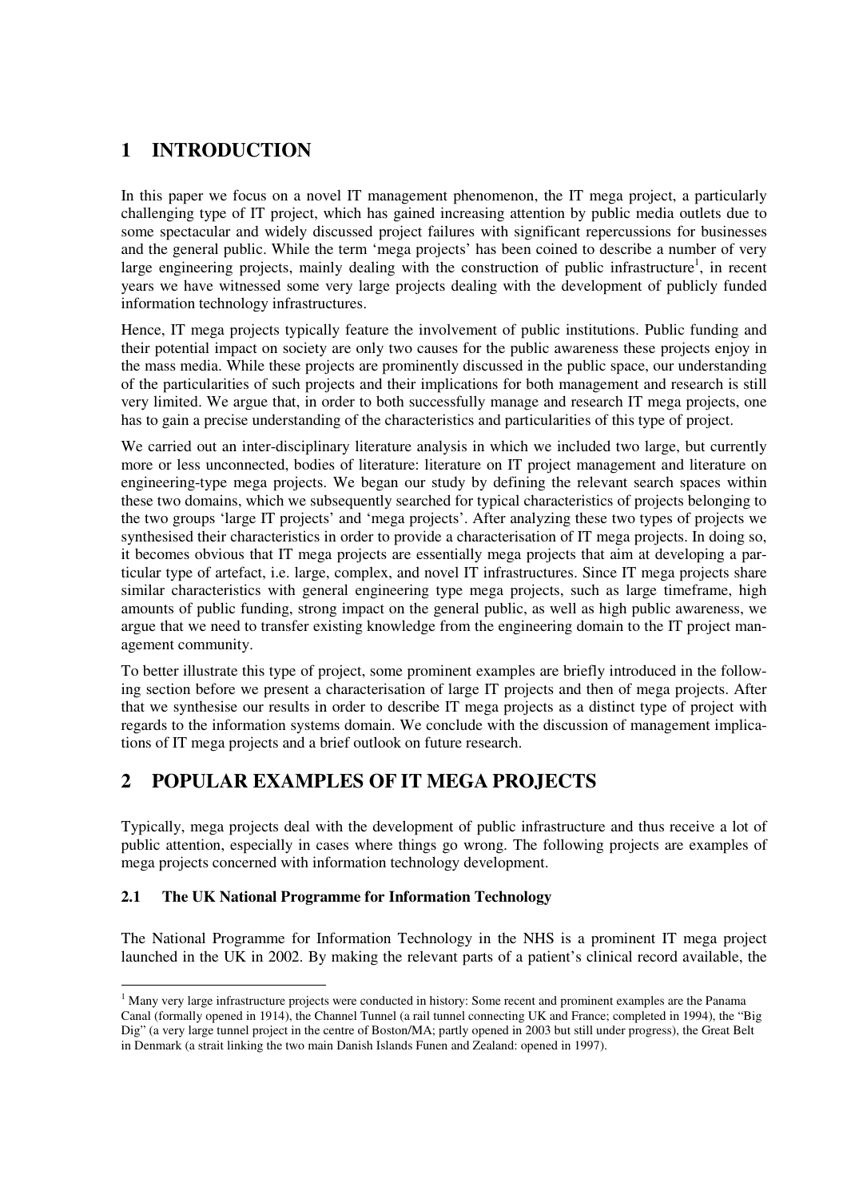# 1 INTRODUCTION

In this paper we focus on a novel IT management phenomenon, the IT mega project, a particularly challenging type of IT project, which has gained increasing attention by public media outlets due to some spectacular and widely discussed project failures with significant repercussions for businesses and the general public. While the term 'mega projects' has been coined to describe a number of very large engineering projects, mainly dealing with the construction of public infrastructure[1], in recent years we have witnessed some very large projects dealing with the development of publicly funded information technology infrastructures.

Hence, IT mega projects typically feature the involvement of public institutions. Public funding and their potential impact on society are only two causes for the public awareness these projects enjoy in the mass media. While these projects are prominently discussed in the public space, our understanding of the particularities of such projects and their implications for both management and research is still very limited. We argue that, in order to both successfully manage and research IT mega projects, one has to gain a precise understanding of the characteristics and particularities of this type of project.

We carried out an inter-disciplinary literature analysis in which we included two large, but currently more or less unconnected, bodies of literature: literature on IT project management and literature on engineering-type mega projects. We began our study by defining the relevant search spaces within these two domains, which we subsequently searched for typical characteristics of projects belonging to the two groups 'large IT projects' and 'mega projects'. After analyzing these two types of projects we synthesised their characteristics in order to provide a characterisation of IT mega projects. In doing so, it becomes obvious that IT mega projects are essentially mega projects that aim at developing a particular type of artefact, i.e. large, complex, and novel IT infrastructures. Since IT mega projects share similar characteristics with general engineering type mega projects, such as large timeframe, high amounts of public funding, strong impact on the general public, as well as high public awareness, we argue that we need to transfer existing knowledge from the engineering domain to the IT project management community.

To better illustrate this type of project, some prominent examples are briefly introduced in the following section before we present a characterisation of large IT projects and then of mega projects. After that we synthesise our results in order to describe IT mega projects as a distinct type of project with regards to the information systems domain. We conclude with the discussion of management implications of IT mega projects and a brief outlook on future research.

# 2 POPULAR EXAMPLES OF IT MEGA PROJECTS

Typically, mega projects deal with the development of public infrastructure and thus receive a lot of public attention, especially in cases where things go wrong. The following projects are examples of mega projects concerned with information technology development.

## 2.1 The UK National Programme for Information Technology

The National Programme for Information Technology in the NHS is a prominent IT mega project launched in the UK in 2002. By making the relevant parts of a patient's clinical record available, the

[1] Many very large infrastructure projects were conducted in history: Some recent and prominent examples are the Panama Canal (formally opened in 1914), the Channel Tunnel (a rail tunnel connecting UK and France; completed in 1994), the "Big Dig" (a very large tunnel project in the centre of Boston/MA; partly opened in 2003 but still under progress), the Great Belt in Denmark (a strait linking the two main Danish Islands Funen and Zealand: opened in 1997).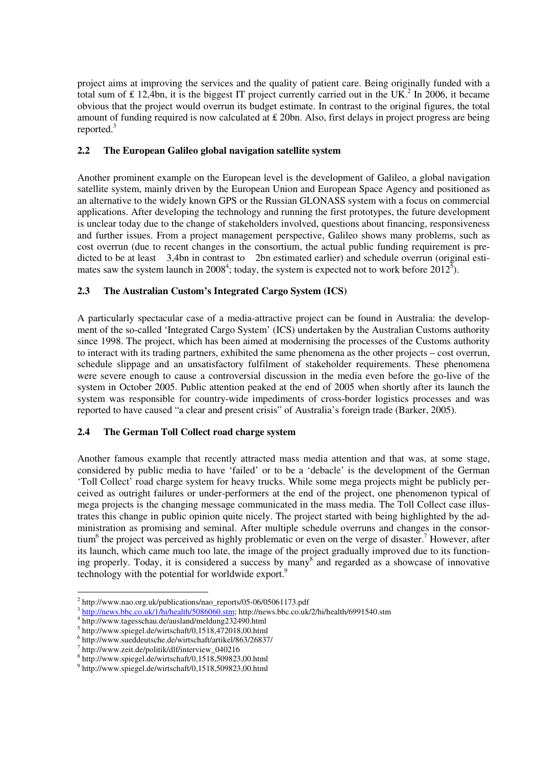project aims at improving the services and the quality of patient care. Being originally funded with a total sum of £ 12,4bn, it is the biggest IT project currently carried out in the UK.[2] In 2006, it became obvious that the project would overrun its budget estimate. In contrast to the original figures, the total amount of funding required is now calculated at £ 20bn. Also, first delays in project progress are being reported.[3]

## 2.2 The European Galileo global navigation satellite system

Another prominent example on the European level is the development of Galileo, a global navigation satellite system, mainly driven by the European Union and European Space Agency and positioned as an alternative to the widely known GPS or the Russian GLONASS system with a focus on commercial applications. After developing the technology and running the first prototypes, the future development is unclear today due to the change of stakeholders involved, questions about financing, responsiveness and further issues. From a project management perspective, Galileo shows many problems, such as cost overrun (due to recent changes in the consortium, the actual public funding requirement is predicted to be at least  3,4bn in contrast to  2bn estimated earlier) and schedule overrun (original estimates saw the system launch in 2008[4]; today, the system is expected not to work before 2012[5]).

## 2.3 The Australian Custom's Integrated Cargo System (ICS)

A particularly spectacular case of a media-attractive project can be found in Australia: the development of the so-called 'Integrated Cargo System' (ICS) undertaken by the Australian Customs authority since 1998. The project, which has been aimed at modernising the processes of the Customs authority to interact with its trading partners, exhibited the same phenomena as the other projects – cost overrun, schedule slippage and an unsatisfactory fulfilment of stakeholder requirements. These phenomena were severe enough to cause a controversial discussion in the media even before the go-live of the system in October 2005. Public attention peaked at the end of 2005 when shortly after its launch the system was responsible for country-wide impediments of cross-border logistics processes and was reported to have caused "a clear and present crisis" of Australia's foreign trade (Barker, 2005).

## 2.4 The German Toll Collect road charge system

Another famous example that recently attracted mass media attention and that was, at some stage, considered by public media to have 'failed' or to be a 'debacle' is the development of the German 'Toll Collect' road charge system for heavy trucks. While some mega projects might be publicly perceived as outright failures or under-performers at the end of the project, one phenomenon typical of mega projects is the changing message communicated in the mass media. The Toll Collect case illustrates this change in public opinion quite nicely. The project started with being highlighted by the administration as promising and seminal. After multiple schedule overruns and changes in the consortium[6] the project was perceived as highly problematic or even on the verge of disaster.[7] However, after its launch, which came much too late, the image of the project gradually improved due to its functioning properly. Today, it is considered a success by many[8] and regarded as a showcase of innovative technology with the potential for worldwide export.[9]

---

[2] http://www.nao.org.uk/publications/nao_reports/05-06/05061173.pdf

[3] http://news.bbc.co.uk/1/hi/health/5086060.stm; http://news.bbc.co.uk/2/hi/health/6991540.stm

[4] http://www.tagesschau.de/ausland/meldung232490.html

[5] http://www.spiegel.de/wirtschaft/0,1518,472018,00.html

[6] http://www.sueddeutsche.de/wirtschaft/artikel/863/26837/

[7] http://www.zeit.de/politik/dlf/interview_040216

[8] http://www.spiegel.de/wirtschaft/0,1518,509823,00.html

[9] http://www.spiegel.de/wirtschaft/0,1518,509823,00.html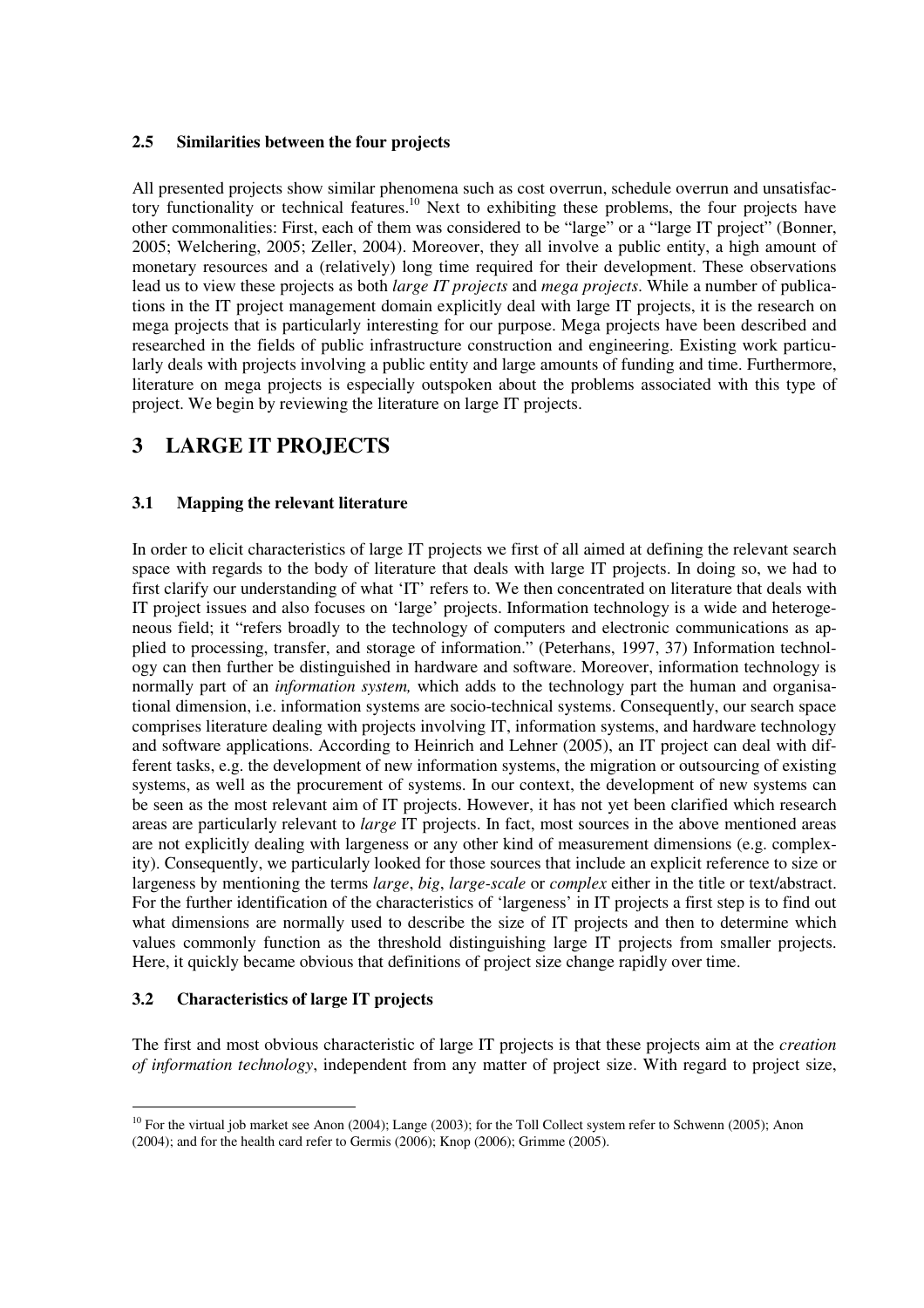### 2.5 Similarities between the four projects

All presented projects show similar phenomena such as cost overrun, schedule overrun and unsatisfactory functionality or technical features.[10] Next to exhibiting these problems, the four projects have other commonalities: First, each of them was considered to be "large" or a "large IT project" (Bonner, 2005; Welchering, 2005; Zeller, 2004). Moreover, they all involve a public entity, a high amount of monetary resources and a (relatively) long time required for their development. These observations lead us to view these projects as both *large IT projects* and *mega projects*. While a number of publications in the IT project management domain explicitly deal with large IT projects, it is the research on mega projects that is particularly interesting for our purpose. Mega projects have been described and researched in the fields of public infrastructure construction and engineering. Existing work particularly deals with projects involving a public entity and large amounts of funding and time. Furthermore, literature on mega projects is especially outspoken about the problems associated with this type of project. We begin by reviewing the literature on large IT projects.

## 3 LARGE IT PROJECTS

### 3.1 Mapping the relevant literature

In order to elicit characteristics of large IT projects we first of all aimed at defining the relevant search space with regards to the body of literature that deals with large IT projects. In doing so, we had to first clarify our understanding of what 'IT' refers to. We then concentrated on literature that deals with IT project issues and also focuses on 'large' projects. Information technology is a wide and heterogeneous field; it "refers broadly to the technology of computers and electronic communications as applied to processing, transfer, and storage of information." (Peterhans, 1997, 37) Information technology can then further be distinguished in hardware and software. Moreover, information technology is normally part of an *information system,* which adds to the technology part the human and organisational dimension, i.e. information systems are socio-technical systems. Consequently, our search space comprises literature dealing with projects involving IT, information systems, and hardware technology and software applications. According to Heinrich and Lehner (2005), an IT project can deal with different tasks, e.g. the development of new information systems, the migration or outsourcing of existing systems, as well as the procurement of systems. In our context, the development of new systems can be seen as the most relevant aim of IT projects. However, it has not yet been clarified which research areas are particularly relevant to *large* IT projects. In fact, most sources in the above mentioned areas are not explicitly dealing with largeness or any other kind of measurement dimensions (e.g. complexity). Consequently, we particularly looked for those sources that include an explicit reference to size or largeness by mentioning the terms *large*, *big*, *large-scale* or *complex* either in the title or text/abstract. For the further identification of the characteristics of 'largeness' in IT projects a first step is to find out what dimensions are normally used to describe the size of IT projects and then to determine which values commonly function as the threshold distinguishing large IT projects from smaller projects. Here, it quickly became obvious that definitions of project size change rapidly over time.

### 3.2 Characteristics of large IT projects

The first and most obvious characteristic of large IT projects is that these projects aim at the *creation of information technology*, independent from any matter of project size. With regard to project size,

[10] For the virtual job market see Anon (2004); Lange (2003); for the Toll Collect system refer to Schwenn (2005); Anon (2004); and for the health card refer to Germis (2006); Knop (2006); Grimme (2005).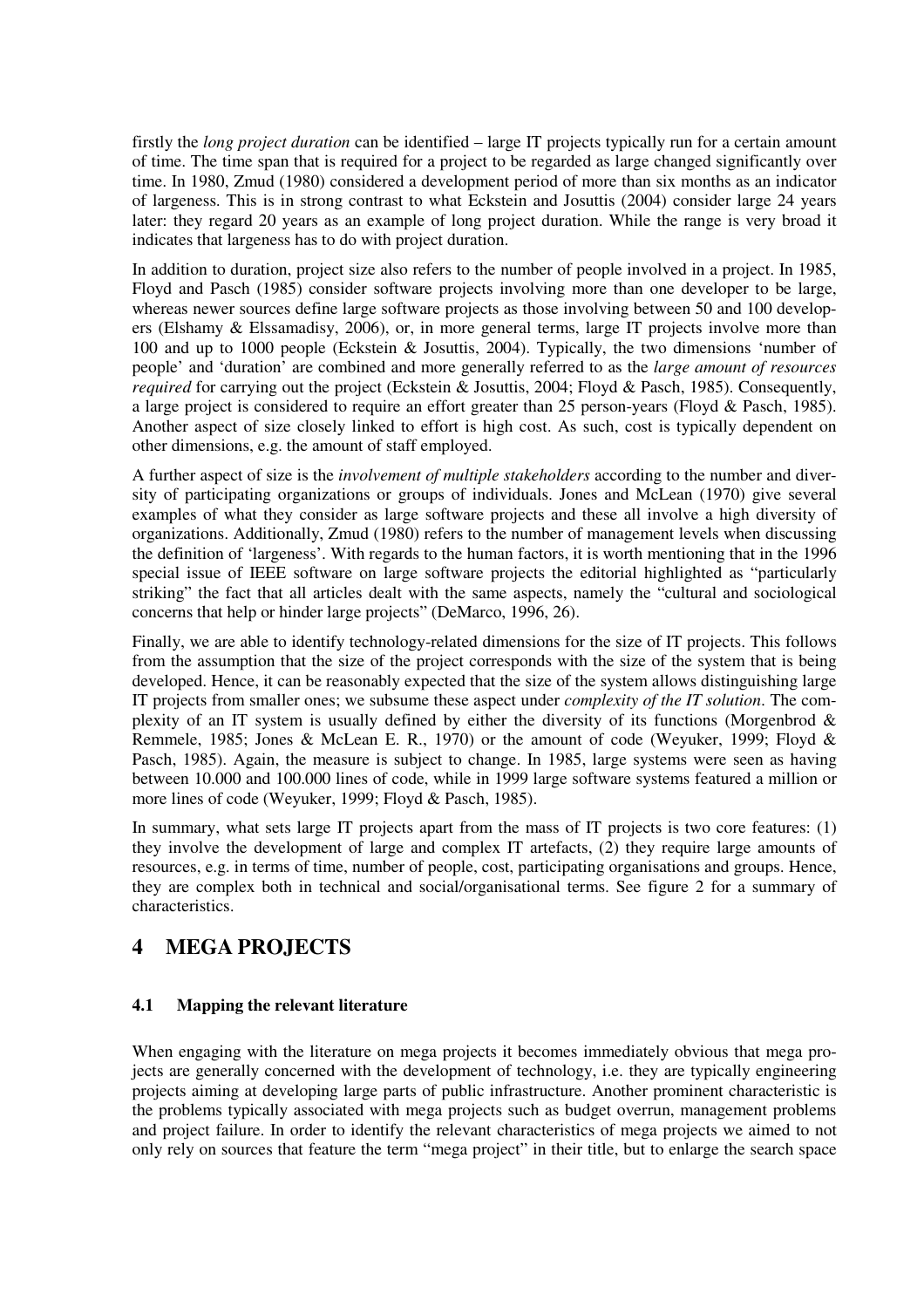firstly the *long project duration* can be identified – large IT projects typically run for a certain amount of time. The time span that is required for a project to be regarded as large changed significantly over time. In 1980, Zmud (1980) considered a development period of more than six months as an indicator of largeness. This is in strong contrast to what Eckstein and Josuttis (2004) consider large 24 years later: they regard 20 years as an example of long project duration. While the range is very broad it indicates that largeness has to do with project duration.

In addition to duration, project size also refers to the number of people involved in a project. In 1985, Floyd and Pasch (1985) consider software projects involving more than one developer to be large, whereas newer sources define large software projects as those involving between 50 and 100 developers (Elshamy & Elssamadisy, 2006), or, in more general terms, large IT projects involve more than 100 and up to 1000 people (Eckstein & Josuttis, 2004). Typically, the two dimensions 'number of people' and 'duration' are combined and more generally referred to as the *large amount of resources required* for carrying out the project (Eckstein & Josuttis, 2004; Floyd & Pasch, 1985). Consequently, a large project is considered to require an effort greater than 25 person-years (Floyd & Pasch, 1985). Another aspect of size closely linked to effort is high cost. As such, cost is typically dependent on other dimensions, e.g. the amount of staff employed.

A further aspect of size is the *involvement of multiple stakeholders* according to the number and diversity of participating organizations or groups of individuals. Jones and McLean (1970) give several examples of what they consider as large software projects and these all involve a high diversity of organizations. Additionally, Zmud (1980) refers to the number of management levels when discussing the definition of 'largeness'. With regards to the human factors, it is worth mentioning that in the 1996 special issue of IEEE software on large software projects the editorial highlighted as "particularly striking" the fact that all articles dealt with the same aspects, namely the "cultural and sociological concerns that help or hinder large projects" (DeMarco, 1996, 26).

Finally, we are able to identify technology-related dimensions for the size of IT projects. This follows from the assumption that the size of the project corresponds with the size of the system that is being developed. Hence, it can be reasonably expected that the size of the system allows distinguishing large IT projects from smaller ones; we subsume these aspect under *complexity of the IT solution*. The complexity of an IT system is usually defined by either the diversity of its functions (Morgenbrod & Remmele, 1985; Jones & McLean E. R., 1970) or the amount of code (Weyuker, 1999; Floyd & Pasch, 1985). Again, the measure is subject to change. In 1985, large systems were seen as having between 10.000 and 100.000 lines of code, while in 1999 large software systems featured a million or more lines of code (Weyuker, 1999; Floyd & Pasch, 1985).

In summary, what sets large IT projects apart from the mass of IT projects is two core features: (1) they involve the development of large and complex IT artefacts, (2) they require large amounts of resources, e.g. in terms of time, number of people, cost, participating organisations and groups. Hence, they are complex both in technical and social/organisational terms. See figure 2 for a summary of characteristics.

# 4 MEGA PROJECTS

## 4.1 Mapping the relevant literature

When engaging with the literature on mega projects it becomes immediately obvious that mega projects are generally concerned with the development of technology, i.e. they are typically engineering projects aiming at developing large parts of public infrastructure. Another prominent characteristic is the problems typically associated with mega projects such as budget overrun, management problems and project failure. In order to identify the relevant characteristics of mega projects we aimed to not only rely on sources that feature the term "mega project" in their title, but to enlarge the search space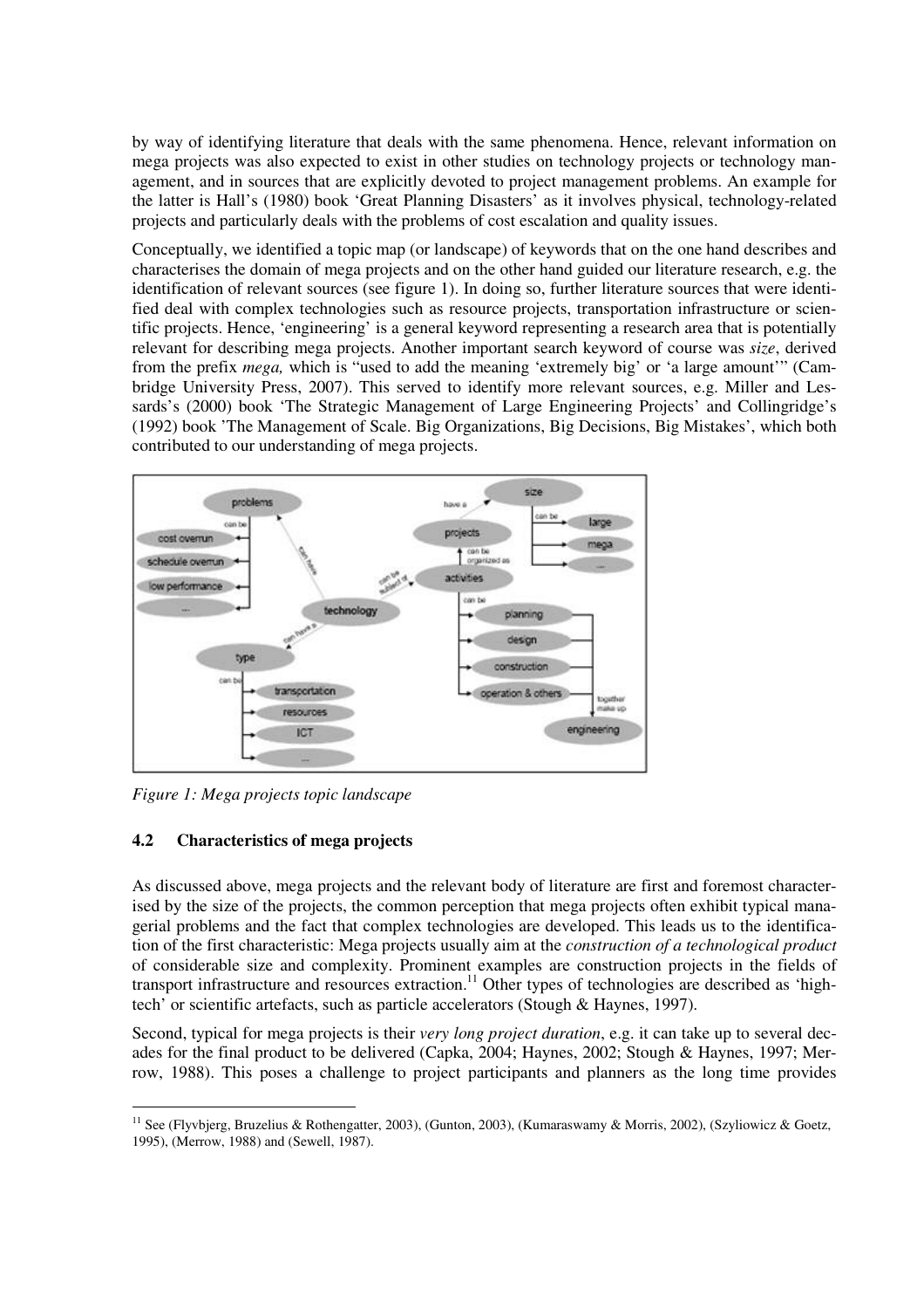by way of identifying literature that deals with the same phenomena. Hence, relevant information on mega projects was also expected to exist in other studies on technology projects or technology management, and in sources that are explicitly devoted to project management problems. An example for the latter is Hall's (1980) book 'Great Planning Disasters' as it involves physical, technology-related projects and particularly deals with the problems of cost escalation and quality issues.

Conceptually, we identified a topic map (or landscape) of keywords that on the one hand describes and characterises the domain of mega projects and on the other hand guided our literature research, e.g. the identification of relevant sources (see figure 1). In doing so, further literature sources that were identified deal with complex technologies such as resource projects, transportation infrastructure or scientific projects. Hence, 'engineering' is a general keyword representing a research area that is potentially relevant for describing mega projects. Another important search keyword of course was *size*, derived from the prefix *mega,* which is "used to add the meaning 'extremely big' or 'a large amount'" (Cambridge University Press, 2007). This served to identify more relevant sources, e.g. Miller and Lessards's (2000) book 'The Strategic Management of Large Engineering Projects' and Collingridge's (1992) book 'The Management of Scale. Big Organizations, Big Decisions, Big Mistakes', which both contributed to our understanding of mega projects.

*Figure 1: Mega projects topic landscape*

### 4.2 Characteristics of mega projects

As discussed above, mega projects and the relevant body of literature are first and foremost characterised by the size of the projects, the common perception that mega projects often exhibit typical managerial problems and the fact that complex technologies are developed. This leads us to the identification of the first characteristic: Mega projects usually aim at the *construction of a technological product* of considerable size and complexity. Prominent examples are construction projects in the fields of transport infrastructure and resources extraction.[11] Other types of technologies are described as 'high-tech' or scientific artefacts, such as particle accelerators (Stough & Haynes, 1997).

Second, typical for mega projects is their *very long project duration*, e.g. it can take up to several decades for the final product to be delivered (Capka, 2004; Haynes, 2002; Stough & Haynes, 1997; Merrow, 1988). This poses a challenge to project participants and planners as the long time provides

[11] See (Flyvbjerg, Bruzelius & Rothengatter, 2003), (Gunton, 2003), (Kumaraswamy & Morris, 2002), (Szyliowicz & Goetz, 1995), (Merrow, 1988) and (Sewell, 1987).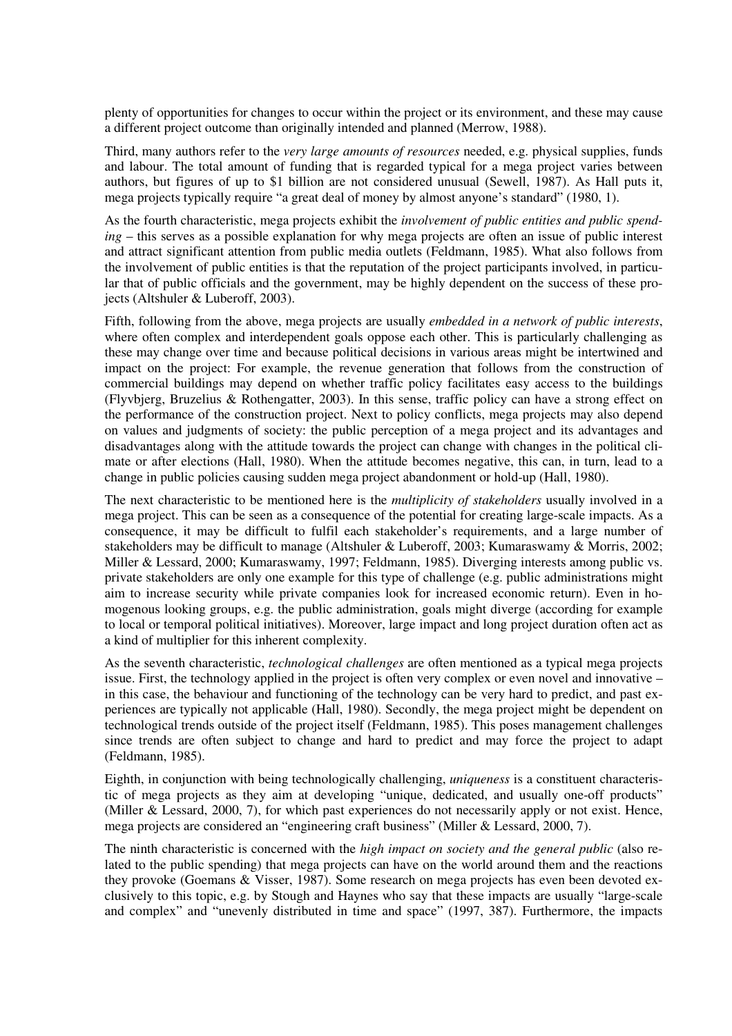plenty of opportunities for changes to occur within the project or its environment, and these may cause a different project outcome than originally intended and planned (Merrow, 1988).

Third, many authors refer to the *very large amounts of resources* needed, e.g. physical supplies, funds and labour. The total amount of funding that is regarded typical for a mega project varies between authors, but figures of up to $1 billion are not considered unusual (Sewell, 1987). As Hall puts it, mega projects typically require "a great deal of money by almost anyone's standard" (1980, 1).

As the fourth characteristic, mega projects exhibit the *involvement of public entities and public spending* – this serves as a possible explanation for why mega projects are often an issue of public interest and attract significant attention from public media outlets (Feldmann, 1985). What also follows from the involvement of public entities is that the reputation of the project participants involved, in particular that of public officials and the government, may be highly dependent on the success of these projects (Altshuler & Luberoff, 2003).

Fifth, following from the above, mega projects are usually *embedded in a network of public interests*, where often complex and interdependent goals oppose each other. This is particularly challenging as these may change over time and because political decisions in various areas might be intertwined and impact on the project: For example, the revenue generation that follows from the construction of commercial buildings may depend on whether traffic policy facilitates easy access to the buildings (Flyvbjerg, Bruzelius & Rothengatter, 2003). In this sense, traffic policy can have a strong effect on the performance of the construction project. Next to policy conflicts, mega projects may also depend on values and judgments of society: the public perception of a mega project and its advantages and disadvantages along with the attitude towards the project can change with changes in the political climate or after elections (Hall, 1980). When the attitude becomes negative, this can, in turn, lead to a change in public policies causing sudden mega project abandonment or hold-up (Hall, 1980).

The next characteristic to be mentioned here is the *multiplicity of stakeholders* usually involved in a mega project. This can be seen as a consequence of the potential for creating large-scale impacts. As a consequence, it may be difficult to fulfil each stakeholder's requirements, and a large number of stakeholders may be difficult to manage (Altshuler & Luberoff, 2003; Kumaraswamy & Morris, 2002; Miller & Lessard, 2000; Kumaraswamy, 1997; Feldmann, 1985). Diverging interests among public vs. private stakeholders are only one example for this type of challenge (e.g. public administrations might aim to increase security while private companies look for increased economic return). Even in homogenous looking groups, e.g. the public administration, goals might diverge (according for example to local or temporal political initiatives). Moreover, large impact and long project duration often act as a kind of multiplier for this inherent complexity.

As the seventh characteristic, *technological challenges* are often mentioned as a typical mega projects issue. First, the technology applied in the project is often very complex or even novel and innovative – in this case, the behaviour and functioning of the technology can be very hard to predict, and past experiences are typically not applicable (Hall, 1980). Secondly, the mega project might be dependent on technological trends outside of the project itself (Feldmann, 1985). This poses management challenges since trends are often subject to change and hard to predict and may force the project to adapt (Feldmann, 1985).

Eighth, in conjunction with being technologically challenging, *uniqueness* is a constituent characteristic of mega projects as they aim at developing "unique, dedicated, and usually one-off products" (Miller & Lessard, 2000, 7), for which past experiences do not necessarily apply or not exist. Hence, mega projects are considered an "engineering craft business" (Miller & Lessard, 2000, 7).

The ninth characteristic is concerned with the *high impact on society and the general public* (also related to the public spending) that mega projects can have on the world around them and the reactions they provoke (Goemans & Visser, 1987). Some research on mega projects has even been devoted exclusively to this topic, e.g. by Stough and Haynes who say that these impacts are usually "large-scale and complex" and "unevenly distributed in time and space" (1997, 387). Furthermore, the impacts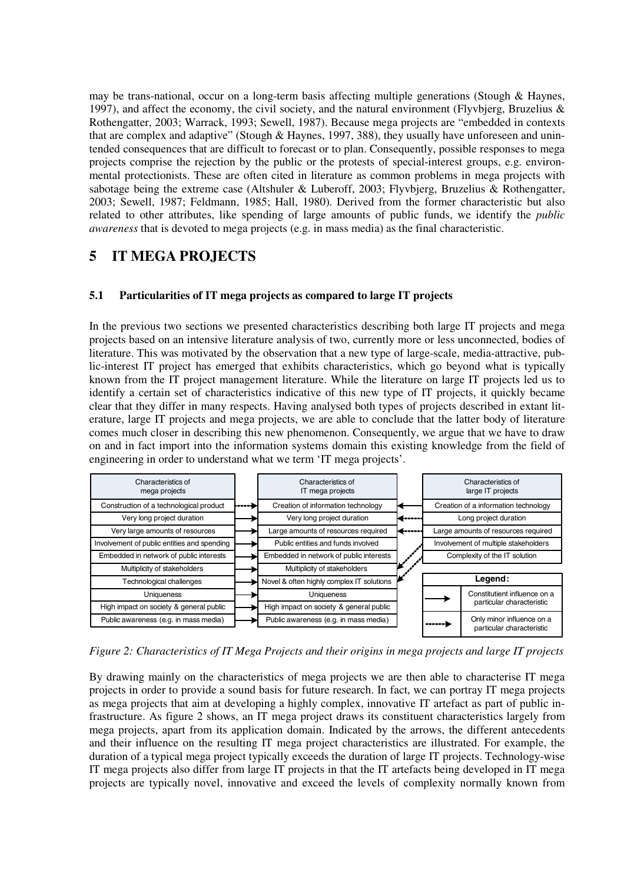may be trans-national, occur on a long-term basis affecting multiple generations (Stough & Haynes, 1997), and affect the economy, the civil society, and the natural environment (Flyvbjerg, Bruzelius & Rothengatter, 2003; Warrack, 1993; Sewell, 1987). Because mega projects are "embedded in contexts that are complex and adaptive" (Stough & Haynes, 1997, 388), they usually have unforeseen and unintended consequences that are difficult to forecast or to plan. Consequently, possible responses to mega projects comprise the rejection by the public or the protests of special-interest groups, e.g. environmental protectionists. These are often cited in literature as common problems in mega projects with sabotage being the extreme case (Altshuler & Luberoff, 2003; Flyvbjerg, Bruzelius & Rothengatter, 2003; Sewell, 1987; Feldmann, 1985; Hall, 1980). Derived from the former characteristic but also related to other attributes, like spending of large amounts of public funds, we identify the *public awareness* that is devoted to mega projects (e.g. in mass media) as the final characteristic.

# 5 IT MEGA PROJECTS

## 5.1 Particularities of IT mega projects as compared to large IT projects

In the previous two sections we presented characteristics describing both large IT projects and mega projects based on an intensive literature analysis of two, currently more or less unconnected, bodies of literature. This was motivated by the observation that a new type of large-scale, media-attractive, public-interest IT project has emerged that exhibits characteristics, which go beyond what is typically known from the IT project management literature. While the literature on large IT projects led us to identify a certain set of characteristics indicative of this new type of IT projects, it quickly became clear that they differ in many respects. Having analysed both types of projects described in extant literature, large IT projects and mega projects, we are able to conclude that the latter body of literature comes much closer in describing this new phenomenon. Consequently, we argue that we have to draw on and in fact import into the information systems domain this existing knowledge from the field of engineering in order to understand what we term 'IT mega projects'.

| Characteristics of mega projects | Characteristics of IT mega projects | Characteristics of large IT projects |
|---|---|---|
| Construction of a technological product | Creation of information technology | Creation of a information technology |
| Very long project duration | Very long project duration | Long project duration |
| Very large amounts of resources | Large amounts of resources required | Large amounts of resources required |
| Involvement of public entities and spending | Public entities and funds involved | Involvement of multiple stakeholders |
| Embedded in network of public interests | Embedded in network of public interests | Complexity of the IT solution |
| Multiplicity of stakeholders | Multiplicity of stakeholders | |
| Technological challenges | Novel & often highly complex IT solutions | |
| Uniqueness | Uniqueness | |
| High impact on society & general public | High impact on society & general public | |
| Public awareness (e.g. in mass media) | Public awareness (e.g. in mass media) | |

Legend: solid arrow — Constitutient influence on a particular characteristic; dashed arrow — Only minor influence on a particular characteristic

*Figure 2: Characteristics of IT Mega Projects and their origins in mega projects and large IT projects*

By drawing mainly on the characteristics of mega projects we are then able to characterise IT mega projects in order to provide a sound basis for future research. In fact, we can portray IT mega projects as mega projects that aim at developing a highly complex, innovative IT artefact as part of public infrastructure. As figure 2 shows, an IT mega project draws its constituent characteristics largely from mega projects, apart from its application domain. Indicated by the arrows, the different antecedents and their influence on the resulting IT mega project characteristics are illustrated. For example, the duration of a typical mega project typically exceeds the duration of large IT projects. Technology-wise IT mega projects also differ from large IT projects in that the IT artefacts being developed in IT mega projects are typically novel, innovative and exceed the levels of complexity normally known from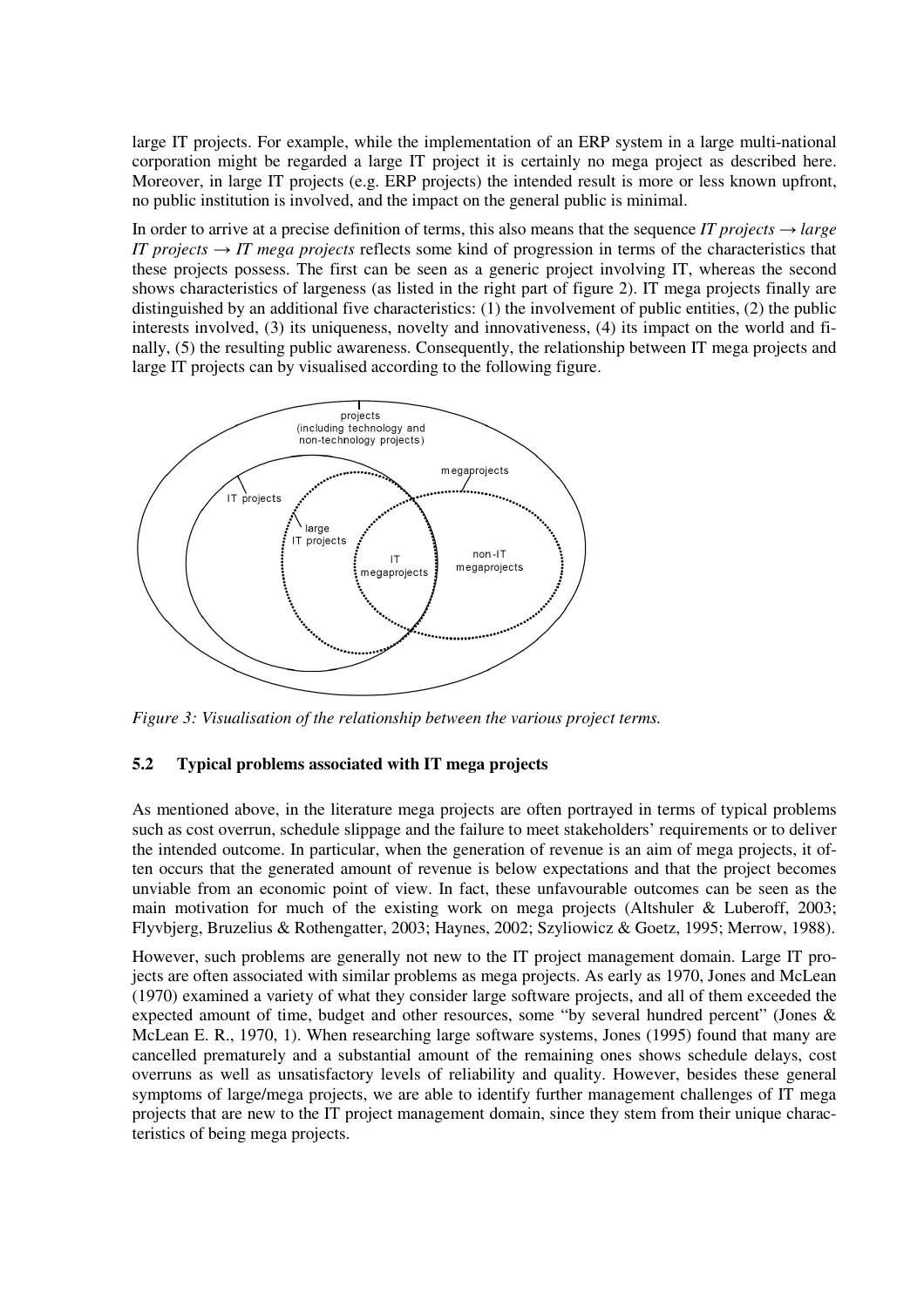large IT projects. For example, while the implementation of an ERP system in a large multi-national corporation might be regarded a large IT project it is certainly no mega project as described here. Moreover, in large IT projects (e.g. ERP projects) the intended result is more or less known upfront, no public institution is involved, and the impact on the general public is minimal.

In order to arrive at a precise definition of terms, this also means that the sequence *IT projects → large IT projects → IT mega projects* reflects some kind of progression in terms of the characteristics that these projects possess. The first can be seen as a generic project involving IT, whereas the second shows characteristics of largeness (as listed in the right part of figure 2). IT mega projects finally are distinguished by an additional five characteristics: (1) the involvement of public entities, (2) the public interests involved, (3) its uniqueness, novelty and innovativeness, (4) its impact on the world and finally, (5) the resulting public awareness. Consequently, the relationship between IT mega projects and large IT projects can by visualised according to the following figure.

*Figure 3: Visualisation of the relationship between the various project terms.*

### 5.2 Typical problems associated with IT mega projects

As mentioned above, in the literature mega projects are often portrayed in terms of typical problems such as cost overrun, schedule slippage and the failure to meet stakeholders' requirements or to deliver the intended outcome. In particular, when the generation of revenue is an aim of mega projects, it often occurs that the generated amount of revenue is below expectations and that the project becomes unviable from an economic point of view. In fact, these unfavourable outcomes can be seen as the main motivation for much of the existing work on mega projects (Altshuler & Luberoff, 2003; Flyvbjerg, Bruzelius & Rothengatter, 2003; Haynes, 2002; Szyliowicz & Goetz, 1995; Merrow, 1988).

However, such problems are generally not new to the IT project management domain. Large IT projects are often associated with similar problems as mega projects. As early as 1970, Jones and McLean (1970) examined a variety of what they consider large software projects, and all of them exceeded the expected amount of time, budget and other resources, some "by several hundred percent" (Jones & McLean E. R., 1970, 1). When researching large software systems, Jones (1995) found that many are cancelled prematurely and a substantial amount of the remaining ones shows schedule delays, cost overruns as well as unsatisfactory levels of reliability and quality. However, besides these general symptoms of large/mega projects, we are able to identify further management challenges of IT mega projects that are new to the IT project management domain, since they stem from their unique characteristics of being mega projects.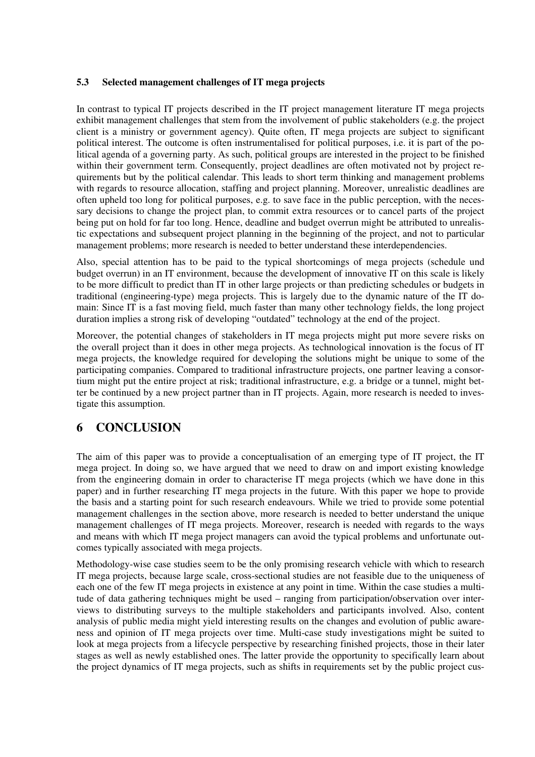### 5.3 Selected management challenges of IT mega projects

In contrast to typical IT projects described in the IT project management literature IT mega projects exhibit management challenges that stem from the involvement of public stakeholders (e.g. the project client is a ministry or government agency). Quite often, IT mega projects are subject to significant political interest. The outcome is often instrumentalised for political purposes, i.e. it is part of the political agenda of a governing party. As such, political groups are interested in the project to be finished within their government term. Consequently, project deadlines are often motivated not by project requirements but by the political calendar. This leads to short term thinking and management problems with regards to resource allocation, staffing and project planning. Moreover, unrealistic deadlines are often upheld too long for political purposes, e.g. to save face in the public perception, with the necessary decisions to change the project plan, to commit extra resources or to cancel parts of the project being put on hold for far too long. Hence, deadline and budget overrun might be attributed to unrealistic expectations and subsequent project planning in the beginning of the project, and not to particular management problems; more research is needed to better understand these interdependencies.

Also, special attention has to be paid to the typical shortcomings of mega projects (schedule und budget overrun) in an IT environment, because the development of innovative IT on this scale is likely to be more difficult to predict than IT in other large projects or than predicting schedules or budgets in traditional (engineering-type) mega projects. This is largely due to the dynamic nature of the IT domain: Since IT is a fast moving field, much faster than many other technology fields, the long project duration implies a strong risk of developing "outdated" technology at the end of the project.

Moreover, the potential changes of stakeholders in IT mega projects might put more severe risks on the overall project than it does in other mega projects. As technological innovation is the focus of IT mega projects, the knowledge required for developing the solutions might be unique to some of the participating companies. Compared to traditional infrastructure projects, one partner leaving a consortium might put the entire project at risk; traditional infrastructure, e.g. a bridge or a tunnel, might better be continued by a new project partner than in IT projects. Again, more research is needed to investigate this assumption.

## 6 CONCLUSION

The aim of this paper was to provide a conceptualisation of an emerging type of IT project, the IT mega project. In doing so, we have argued that we need to draw on and import existing knowledge from the engineering domain in order to characterise IT mega projects (which we have done in this paper) and in further researching IT mega projects in the future. With this paper we hope to provide the basis and a starting point for such research endeavours. While we tried to provide some potential management challenges in the section above, more research is needed to better understand the unique management challenges of IT mega projects. Moreover, research is needed with regards to the ways and means with which IT mega project managers can avoid the typical problems and unfortunate outcomes typically associated with mega projects.

Methodology-wise case studies seem to be the only promising research vehicle with which to research IT mega projects, because large scale, cross-sectional studies are not feasible due to the uniqueness of each one of the few IT mega projects in existence at any point in time. Within the case studies a multitude of data gathering techniques might be used – ranging from participation/observation over interviews to distributing surveys to the multiple stakeholders and participants involved. Also, content analysis of public media might yield interesting results on the changes and evolution of public awareness and opinion of IT mega projects over time. Multi-case study investigations might be suited to look at mega projects from a lifecycle perspective by researching finished projects, those in their later stages as well as newly established ones. The latter provide the opportunity to specifically learn about the project dynamics of IT mega projects, such as shifts in requirements set by the public project cus-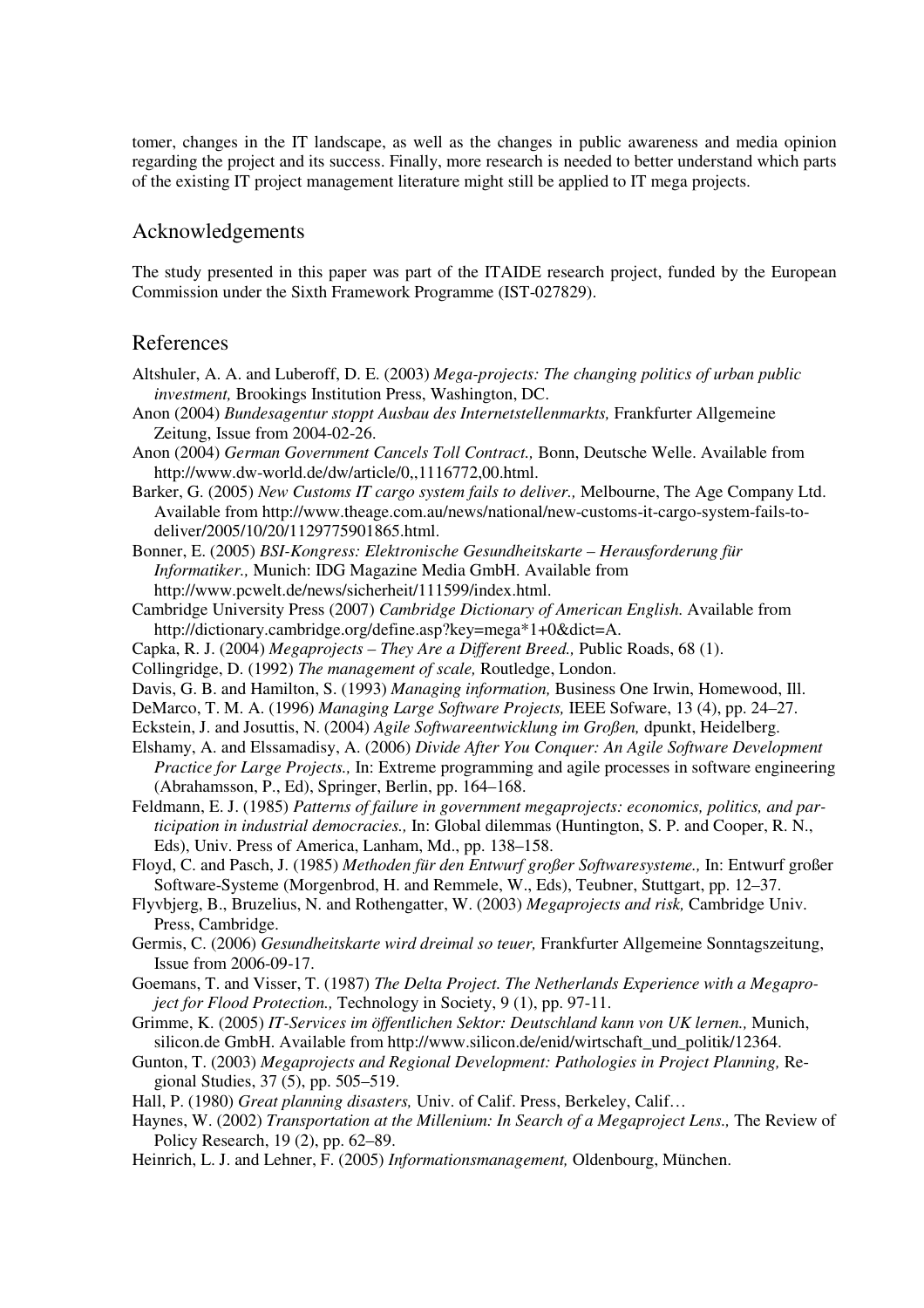tomer, changes in the IT landscape, as well as the changes in public awareness and media opinion regarding the project and its success. Finally, more research is needed to better understand which parts of the existing IT project management literature might still be applied to IT mega projects.

## Acknowledgements

The study presented in this paper was part of the ITAIDE research project, funded by the European Commission under the Sixth Framework Programme (IST-027829).

## References

Altshuler, A. A. and Luberoff, D. E. (2003) *Mega-projects: The changing politics of urban public investment,* Brookings Institution Press, Washington, DC.

Anon (2004) *Bundesagentur stoppt Ausbau des Internetstellenmarkts,* Frankfurter Allgemeine Zeitung, Issue from 2004-02-26.

Anon (2004) *German Government Cancels Toll Contract.,* Bonn, Deutsche Welle. Available from http://www.dw-world.de/dw/article/0,,1116772,00.html.

Barker, G. (2005) *New Customs IT cargo system fails to deliver.,* Melbourne, The Age Company Ltd. Available from http://www.theage.com.au/news/national/new-customs-it-cargo-system-fails-to-deliver/2005/10/20/1129775901865.html.

Bonner, E. (2005) *BSI-Kongress: Elektronische Gesundheitskarte – Herausforderung für Informatiker.,* Munich: IDG Magazine Media GmbH. Available from http://www.pcwelt.de/news/sicherheit/111599/index.html.

Cambridge University Press (2007) *Cambridge Dictionary of American English.* Available from http://dictionary.cambridge.org/define.asp?key=mega*1+0&dict=A.

Capka, R. J. (2004) *Megaprojects – They Are a Different Breed.,* Public Roads, 68 (1).

Collingridge, D. (1992) *The management of scale,* Routledge, London.

Davis, G. B. and Hamilton, S. (1993) *Managing information,* Business One Irwin, Homewood, Ill.

DeMarco, T. M. A. (1996) *Managing Large Software Projects,* IEEE Sofware, 13 (4), pp. 24–27.

Eckstein, J. and Josuttis, N. (2004) *Agile Softwareentwicklung im Großen,* dpunkt, Heidelberg.

Elshamy, A. and Elssamadisy, A. (2006) *Divide After You Conquer: An Agile Software Development Practice for Large Projects.,* In: Extreme programming and agile processes in software engineering (Abrahamsson, P., Ed), Springer, Berlin, pp. 164–168.

Feldmann, E. J. (1985) *Patterns of failure in government megaprojects: economics, politics, and participation in industrial democracies.,* In: Global dilemmas (Huntington, S. P. and Cooper, R. N., Eds), Univ. Press of America, Lanham, Md., pp. 138–158.

Floyd, C. and Pasch, J. (1985) *Methoden für den Entwurf großer Softwaresysteme.,* In: Entwurf großer Software-Systeme (Morgenbrod, H. and Remmele, W., Eds), Teubner, Stuttgart, pp. 12–37.

Flyvbjerg, B., Bruzelius, N. and Rothengatter, W. (2003) *Megaprojects and risk,* Cambridge Univ. Press, Cambridge.

Germis, C. (2006) *Gesundheitskarte wird dreimal so teuer,* Frankfurter Allgemeine Sonntagszeitung, Issue from 2006-09-17.

Goemans, T. and Visser, T. (1987) *The Delta Project. The Netherlands Experience with a Megaproject for Flood Protection.,* Technology in Society, 9 (1), pp. 97-11.

Grimme, K. (2005) *IT-Services im öffentlichen Sektor: Deutschland kann von UK lernen.,* Munich, silicon.de GmbH. Available from http://www.silicon.de/enid/wirtschaft_und_politik/12364.

Gunton, T. (2003) *Megaprojects and Regional Development: Pathologies in Project Planning,* Regional Studies, 37 (5), pp. 505–519.

Hall, P. (1980) *Great planning disasters,* Univ. of Calif. Press, Berkeley, Calif…

Haynes, W. (2002) *Transportation at the Millenium: In Search of a Megaproject Lens.,* The Review of Policy Research, 19 (2), pp. 62–89.

Heinrich, L. J. and Lehner, F. (2005) *Informationsmanagement,* Oldenbourg, München.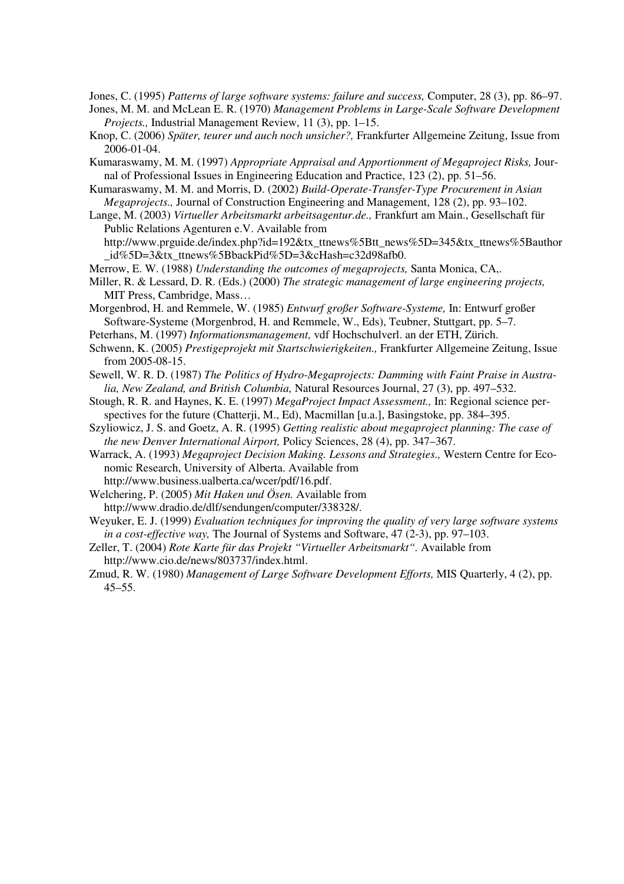Jones, C. (1995) *Patterns of large software systems: failure and success,* Computer, 28 (3), pp. 86–97.

Jones, M. M. and McLean E. R. (1970) *Management Problems in Large-Scale Software Development Projects.,* Industrial Management Review, 11 (3), pp. 1–15.

Knop, C. (2006) *Später, teurer und auch noch unsicher?,* Frankfurter Allgemeine Zeitung, Issue from 2006-01-04.

Kumaraswamy, M. M. (1997) *Appropriate Appraisal and Apportionment of Megaproject Risks,* Journal of Professional Issues in Engineering Education and Practice, 123 (2), pp. 51–56.

Kumaraswamy, M. M. and Morris, D. (2002) *Build-Operate-Transfer-Type Procurement in Asian Megaprojects.,* Journal of Construction Engineering and Management, 128 (2), pp. 93–102.

Lange, M. (2003) *Virtueller Arbeitsmarkt arbeitsagentur.de.,* Frankfurt am Main., Gesellschaft für Public Relations Agenturen e.V. Available from http://www.prguide.de/index.php?id=192&tx_ttnews%5Btt_news%5D=345&tx_ttnews%5Bauthor_id%5D=3&tx_ttnews%5BbackPid%5D=3&cHash=c32d98afb0.

Merrow, E. W. (1988) *Understanding the outcomes of megaprojects,* Santa Monica, CA,.

Miller, R. & Lessard, D. R. (Eds.) (2000) *The strategic management of large engineering projects,* MIT Press, Cambridge, Mass…

Morgenbrod, H. and Remmele, W. (1985) *Entwurf großer Software-Systeme,* In: Entwurf großer Software-Systeme (Morgenbrod, H. and Remmele, W., Eds), Teubner, Stuttgart, pp. 5–7.

Peterhans, M. (1997) *Informationsmanagement,* vdf Hochschulverl. an der ETH, Zürich.

Schwenn, K. (2005) *Prestigeprojekt mit Startschwierigkeiten.,* Frankfurter Allgemeine Zeitung, Issue from 2005-08-15.

Sewell, W. R. D. (1987) *The Politics of Hydro-Megaprojects: Damming with Faint Praise in Australia, New Zealand, and British Columbia,* Natural Resources Journal, 27 (3), pp. 497–532.

Stough, R. R. and Haynes, K. E. (1997) *MegaProject Impact Assessment.,* In: Regional science perspectives for the future (Chatterji, M., Ed), Macmillan [u.a.], Basingstoke, pp. 384–395.

Szyliowicz, J. S. and Goetz, A. R. (1995) *Getting realistic about megaproject planning: The case of the new Denver International Airport,* Policy Sciences, 28 (4), pp. 347–367.

Warrack, A. (1993) *Megaproject Decision Making. Lessons and Strategies.,* Western Centre for Economic Research, University of Alberta. Available from http://www.business.ualberta.ca/wcer/pdf/16.pdf.

Welchering, P. (2005) *Mit Haken und Ösen.* Available from http://www.dradio.de/dlf/sendungen/computer/338328/.

Weyuker, E. J. (1999) *Evaluation techniques for improving the quality of very large software systems in a cost-effective way,* The Journal of Systems and Software, 47 (2-3), pp. 97–103.

Zeller, T. (2004) *Rote Karte für das Projekt "Virtueller Arbeitsmarkt".* Available from http://www.cio.de/news/803737/index.html.

Zmud, R. W. (1980) *Management of Large Software Development Efforts,* MIS Quarterly, 4 (2), pp. 45–55.